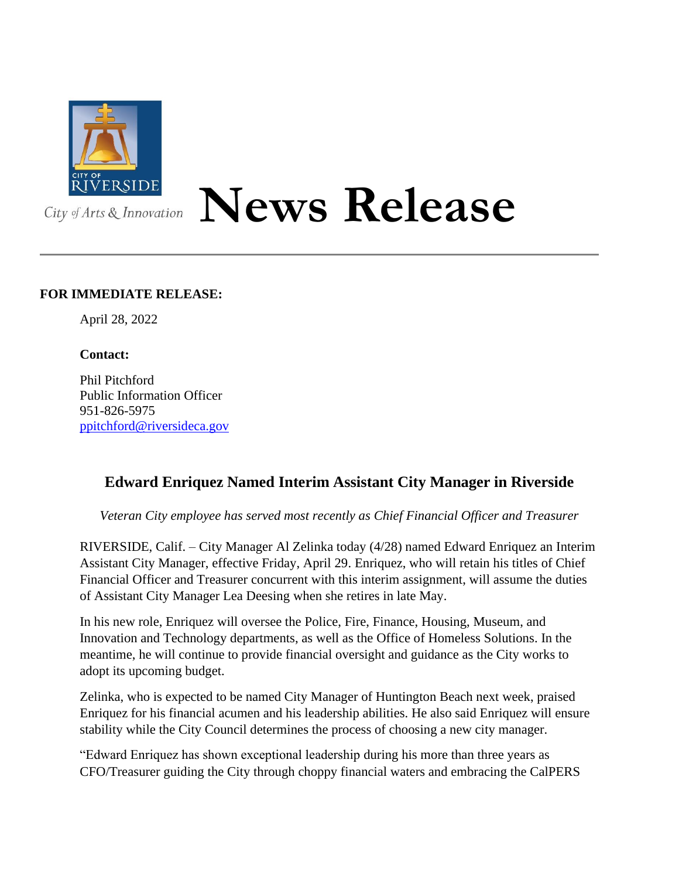City of Arts & Innovation

# News Release

**FOR IMMEDIATE RELEASE:**

April 28, 2022

**Contact:**

Phil Pitchford
Public Information Officer
951-826-5975
ppitchford@riversideca.gov

## Edward Enriquez Named Interim Assistant City Manager in Riverside

*Veteran City employee has served most recently as Chief Financial Officer and Treasurer*

RIVERSIDE, Calif. – City Manager Al Zelinka today (4/28) named Edward Enriquez an Interim Assistant City Manager, effective Friday, April 29. Enriquez, who will retain his titles of Chief Financial Officer and Treasurer concurrent with this interim assignment, will assume the duties of Assistant City Manager Lea Deesing when she retires in late May.

In his new role, Enriquez will oversee the Police, Fire, Finance, Housing, Museum, and Innovation and Technology departments, as well as the Office of Homeless Solutions. In the meantime, he will continue to provide financial oversight and guidance as the City works to adopt its upcoming budget.

Zelinka, who is expected to be named City Manager of Huntington Beach next week, praised Enriquez for his financial acumen and his leadership abilities. He also said Enriquez will ensure stability while the City Council determines the process of choosing a new city manager.

"Edward Enriquez has shown exceptional leadership during his more than three years as CFO/Treasurer guiding the City through choppy financial waters and embracing the CalPERS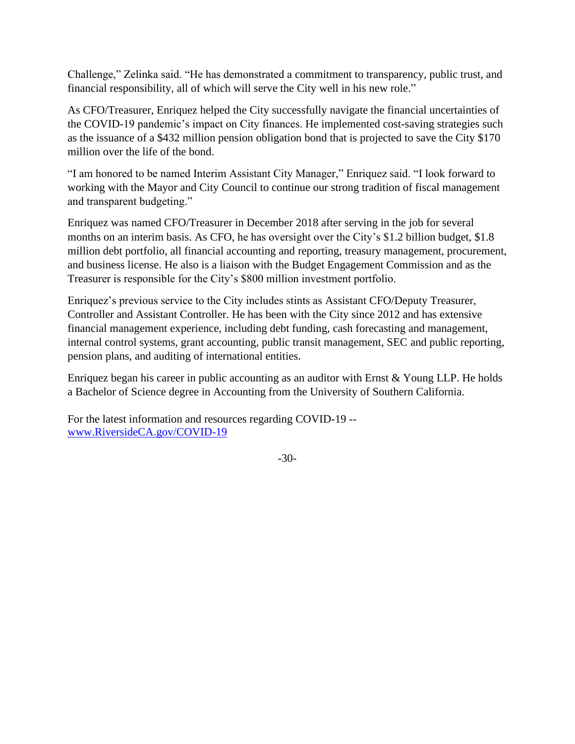Challenge," Zelinka said. "He has demonstrated a commitment to transparency, public trust, and financial responsibility, all of which will serve the City well in his new role."

As CFO/Treasurer, Enriquez helped the City successfully navigate the financial uncertainties of the COVID-19 pandemic's impact on City finances. He implemented cost-saving strategies such as the issuance of a $432 million pension obligation bond that is projected to save the City $170 million over the life of the bond.

"I am honored to be named Interim Assistant City Manager," Enriquez said. "I look forward to working with the Mayor and City Council to continue our strong tradition of fiscal management and transparent budgeting."

Enriquez was named CFO/Treasurer in December 2018 after serving in the job for several months on an interim basis. As CFO, he has oversight over the City's $1.2 billion budget, $1.8 million debt portfolio, all financial accounting and reporting, treasury management, procurement, and business license. He also is a liaison with the Budget Engagement Commission and as the Treasurer is responsible for the City's $800 million investment portfolio.

Enriquez's previous service to the City includes stints as Assistant CFO/Deputy Treasurer, Controller and Assistant Controller. He has been with the City since 2012 and has extensive financial management experience, including debt funding, cash forecasting and management, internal control systems, grant accounting, public transit management, SEC and public reporting, pension plans, and auditing of international entities.

Enriquez began his career in public accounting as an auditor with Ernst & Young LLP. He holds a Bachelor of Science degree in Accounting from the University of Southern California.

For the latest information and resources regarding COVID-19 -- [www.RiversideCA.gov/COVID-19](http://www.RiversideCA.gov/COVID-19)

-30-